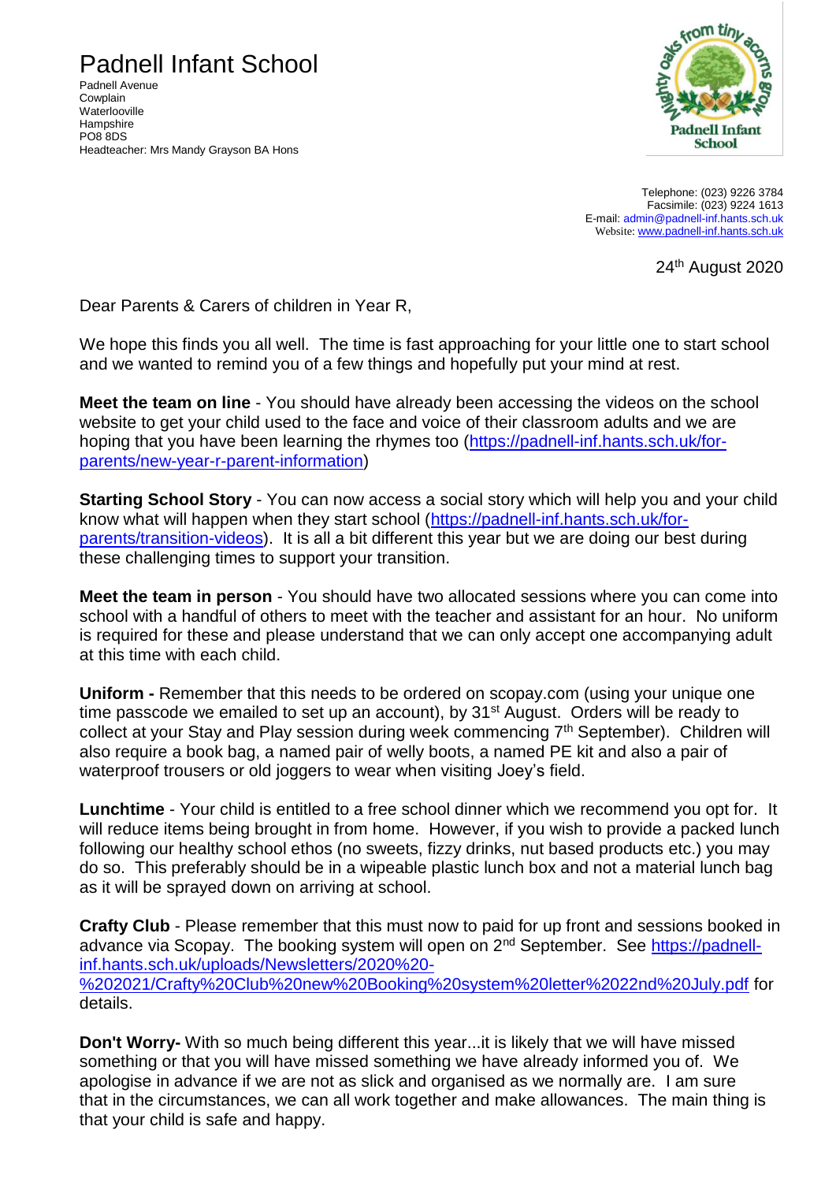# Padnell Infant School

Padnell Avenue
Cowplain
Waterlooville
Hampshire
PO8 8DS
Headteacher: Mrs Mandy Grayson BA Hons

Telephone: (023) 9226 3784
Facsimile: (023) 9224 1613
E-mail: admin@padnell-inf.hants.sch.uk
Website: www.padnell-inf.hants.sch.uk

24th August 2020

Dear Parents & Carers of children in Year R,

We hope this finds you all well. The time is fast approaching for your little one to start school and we wanted to remind you of a few things and hopefully put your mind at rest.

**Meet the team on line** - You should have already been accessing the videos on the school website to get your child used to the face and voice of their classroom adults and we are hoping that you have been learning the rhymes too (https://padnell-inf.hants.sch.uk/for-parents/new-year-r-parent-information)

**Starting School Story** - You can now access a social story which will help you and your child know what will happen when they start school (https://padnell-inf.hants.sch.uk/for-parents/transition-videos). It is all a bit different this year but we are doing our best during these challenging times to support your transition.

**Meet the team in person** - You should have two allocated sessions where you can come into school with a handful of others to meet with the teacher and assistant for an hour. No uniform is required for these and please understand that we can only accept one accompanying adult at this time with each child.

**Uniform -** Remember that this needs to be ordered on scopay.com (using your unique one time passcode we emailed to set up an account), by 31st August. Orders will be ready to collect at your Stay and Play session during week commencing 7th September). Children will also require a book bag, a named pair of welly boots, a named PE kit and also a pair of waterproof trousers or old joggers to wear when visiting Joey's field.

**Lunchtime** - Your child is entitled to a free school dinner which we recommend you opt for. It will reduce items being brought in from home. However, if you wish to provide a packed lunch following our healthy school ethos (no sweets, fizzy drinks, nut based products etc.) you may do so. This preferably should be in a wipeable plastic lunch box and not a material lunch bag as it will be sprayed down on arriving at school.

**Crafty Club** - Please remember that this must now to paid for up front and sessions booked in advance via Scopay. The booking system will open on 2nd September. See https://padnell-inf.hants.sch.uk/uploads/Newsletters/2020%20-%202021/Crafty%20Club%20new%20Booking%20system%20letter%2022nd%20July.pdf for details.

**Don't Worry-** With so much being different this year...it is likely that we will have missed something or that you will have missed something we have already informed you of. We apologise in advance if we are not as slick and organised as we normally are. I am sure that in the circumstances, we can all work together and make allowances. The main thing is that your child is safe and happy.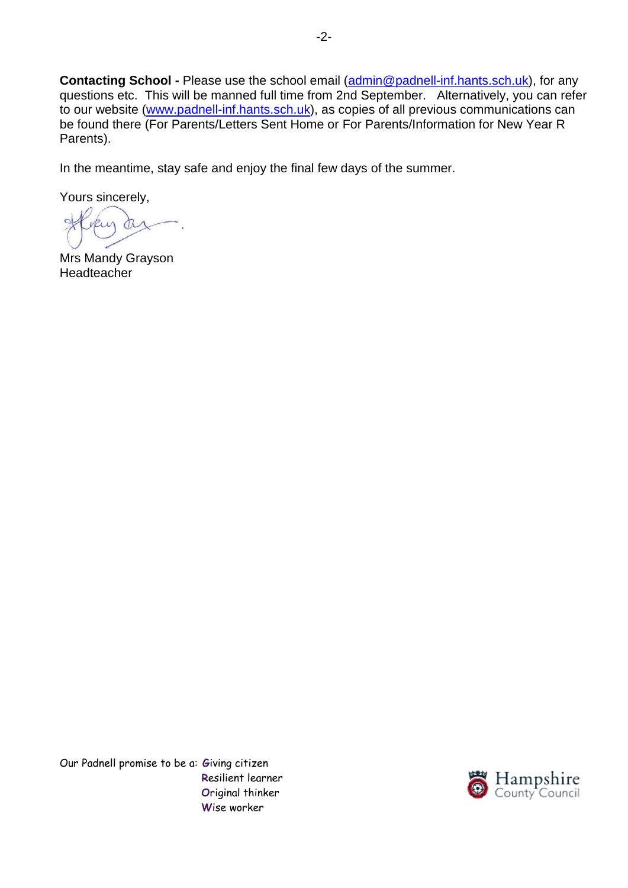**Contacting School -** Please use the school email (admin@padnell-inf.hants.sch.uk), for any questions etc. This will be manned full time from 2nd September. Alternatively, you can refer to our website (www.padnell-inf.hants.sch.uk), as copies of all previous communications can be found there (For Parents/Letters Sent Home or For Parents/Information for New Year R Parents).

In the meantime, stay safe and enjoy the final few days of the summer.

Yours sincerely,

Mrs Mandy Grayson
Headteacher

Our Padnell promise to be a: **G**iving citizen
**R**esilient learner
**O**riginal thinker
**W**ise worker

Hampshire County Council